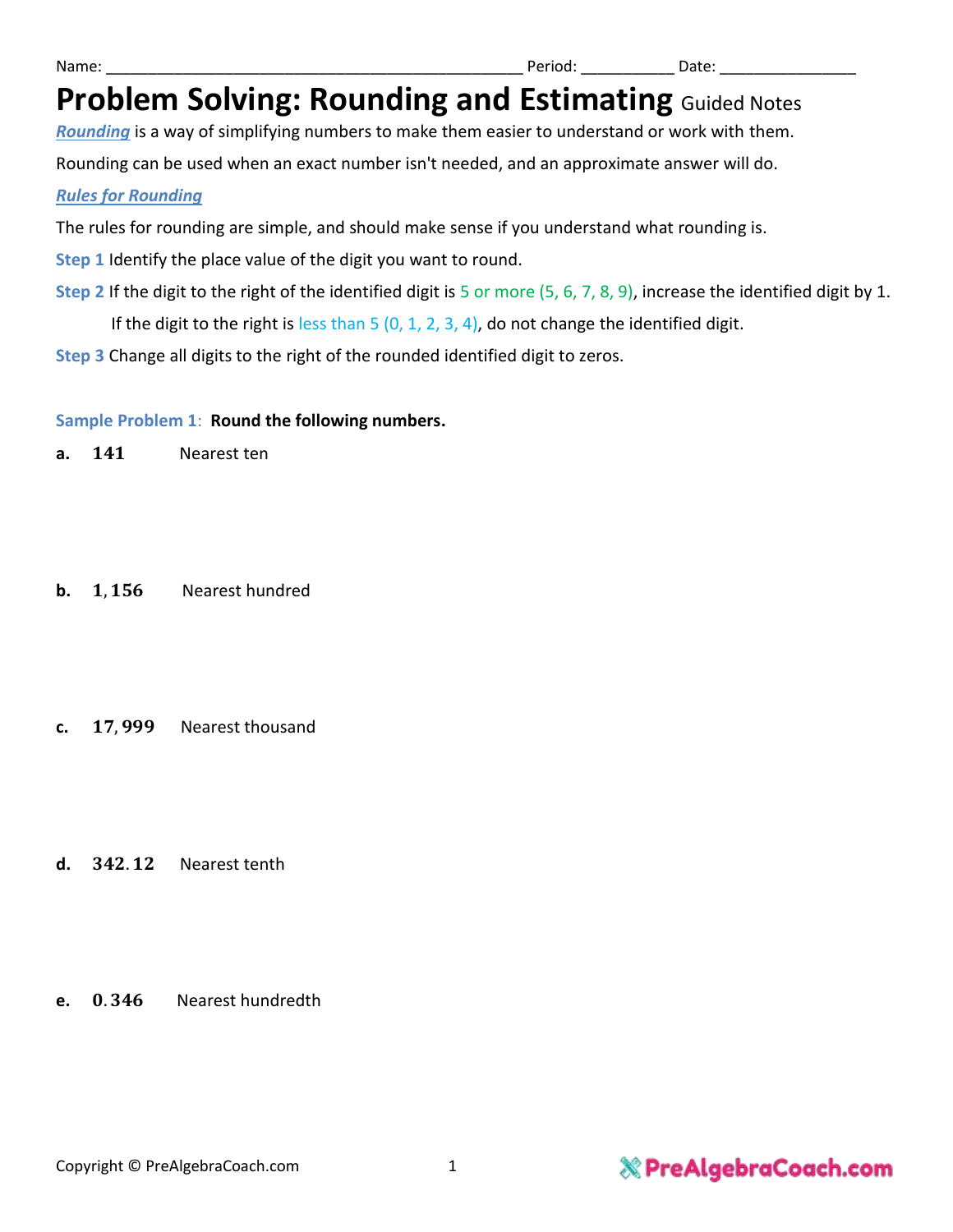Name: _______________________________________________ Period: __________ Date: _______________

# Problem Solving: Rounding and Estimating Guided Notes

***Rounding*** is a way of simplifying numbers to make them easier to understand or work with them.

Rounding can be used when an exact number isn't needed, and an approximate answer will do.

***Rules for Rounding***

The rules for rounding are simple, and should make sense if you understand what rounding is.

**Step 1** Identify the place value of the digit you want to round.

**Step 2** If the digit to the right of the identified digit is 5 or more (5, 6, 7, 8, 9), increase the identified digit by 1.

If the digit to the right is less than 5 (0, 1, 2, 3, 4), do not change the identified digit.

**Step 3** Change all digits to the right of the rounded identified digit to zeros.

**Sample Problem 1**: **Round the following numbers.**

**a.** $\mathbf{141}$ Nearest ten

**b.** $\mathbf{1,156}$ Nearest hundred

**c.** $\mathbf{17,999}$ Nearest thousand

**d.** $\mathbf{342.12}$ Nearest tenth

**e.** $\mathbf{0.346}$ Nearest hundredth

Copyright © PreAlgebraCoach.com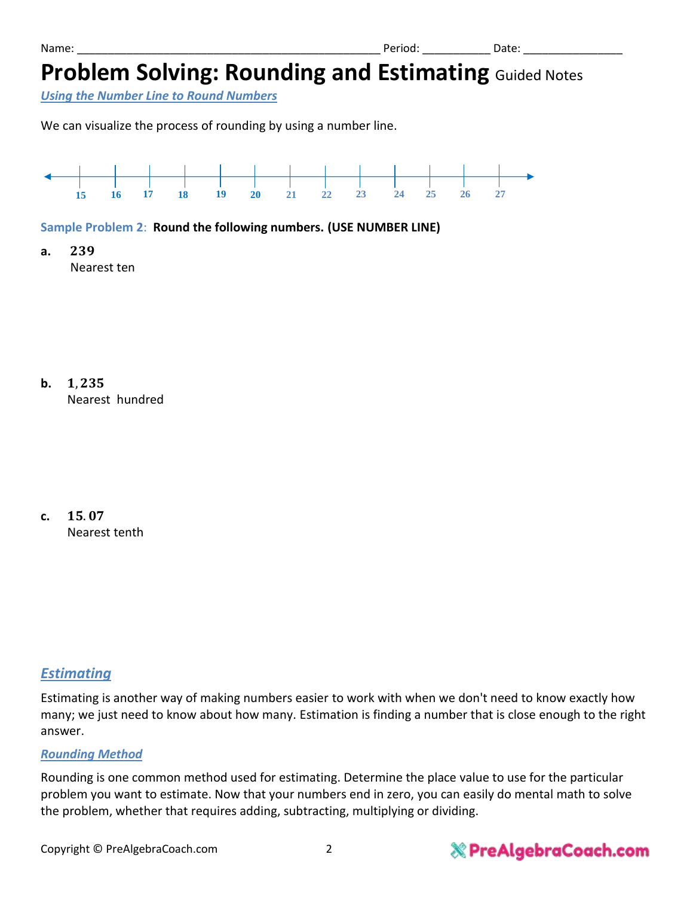Name: ________________________________________________ Period: __________ Date: _______________

# Problem Solving: Rounding and Estimating Guided Notes

***Using the Number Line to Round Numbers***

We can visualize the process of rounding by using a number line.

15 16 17 18 19 20 21 22 23 24 25 26 27

**Sample Problem 2: Round the following numbers. (USE NUMBER LINE)**

**a.** $239$
Nearest ten

**b.** $1,235$
Nearest hundred

**c.** $15.07$
Nearest tenth

## ***Estimating***

Estimating is another way of making numbers easier to work with when we don't need to know exactly how many; we just need to know about how many. Estimation is finding a number that is close enough to the right answer.

***Rounding Method***

Rounding is one common method used for estimating. Determine the place value to use for the particular problem you want to estimate. Now that your numbers end in zero, you can easily do mental math to solve the problem, whether that requires adding, subtracting, multiplying or dividing.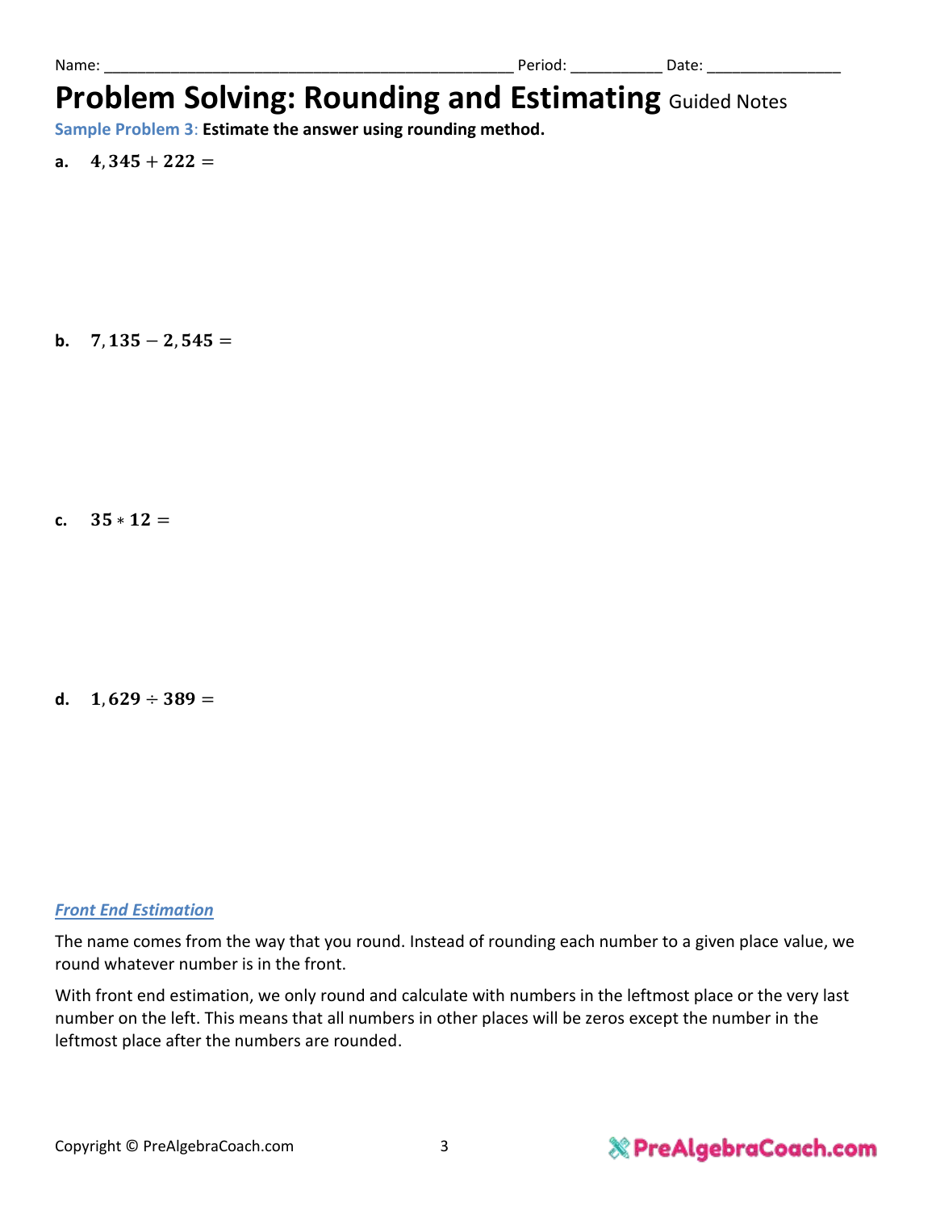Name: _______________________________________________ Period: __________ Date: _______________

# Problem Solving: Rounding and Estimating Guided Notes

**Sample Problem 3: Estimate the answer using rounding method.**

**a.** $4,345 + 222 =$

**b.** $7,135 - 2,545 =$

**c.** $35 * 12 =$

**d.** $1,629 \div 389 =$

***Front End Estimation***

The name comes from the way that you round. Instead of rounding each number to a given place value, we round whatever number is in the front.

With front end estimation, we only round and calculate with numbers in the leftmost place or the very last number on the left. This means that all numbers in other places will be zeros except the number in the leftmost place after the numbers are rounded.

Copyright © PreAlgebraCoach.com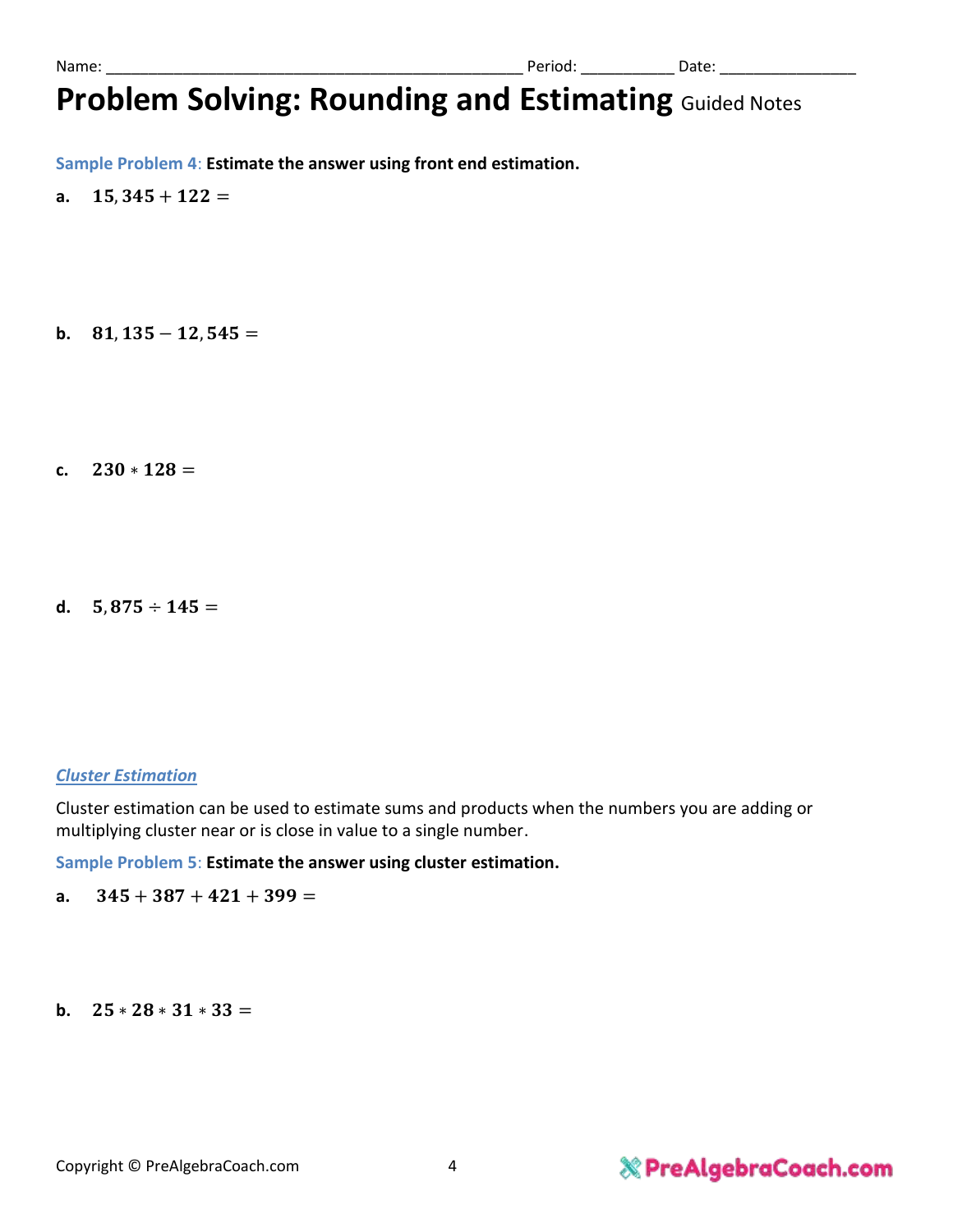Name: ______________________________________________ Period: __________ Date: _______________

# Problem Solving: Rounding and Estimating Guided Notes

**Sample Problem 4**: **Estimate the answer using front end estimation.**

**a.** $15,345 + 122 =$

**b.** $81,135 - 12,545 =$

**c.** $230 * 128 =$

**d.** $5,875 \div 145 =$

***Cluster Estimation***

Cluster estimation can be used to estimate sums and products when the numbers you are adding or multiplying cluster near or is close in value to a single number.

**Sample Problem 5**: **Estimate the answer using cluster estimation.**

**a.** $345 + 387 + 421 + 399 =$

**b.** $25 * 28 * 31 * 33 =$

Copyright © PreAlgebraCoach.com